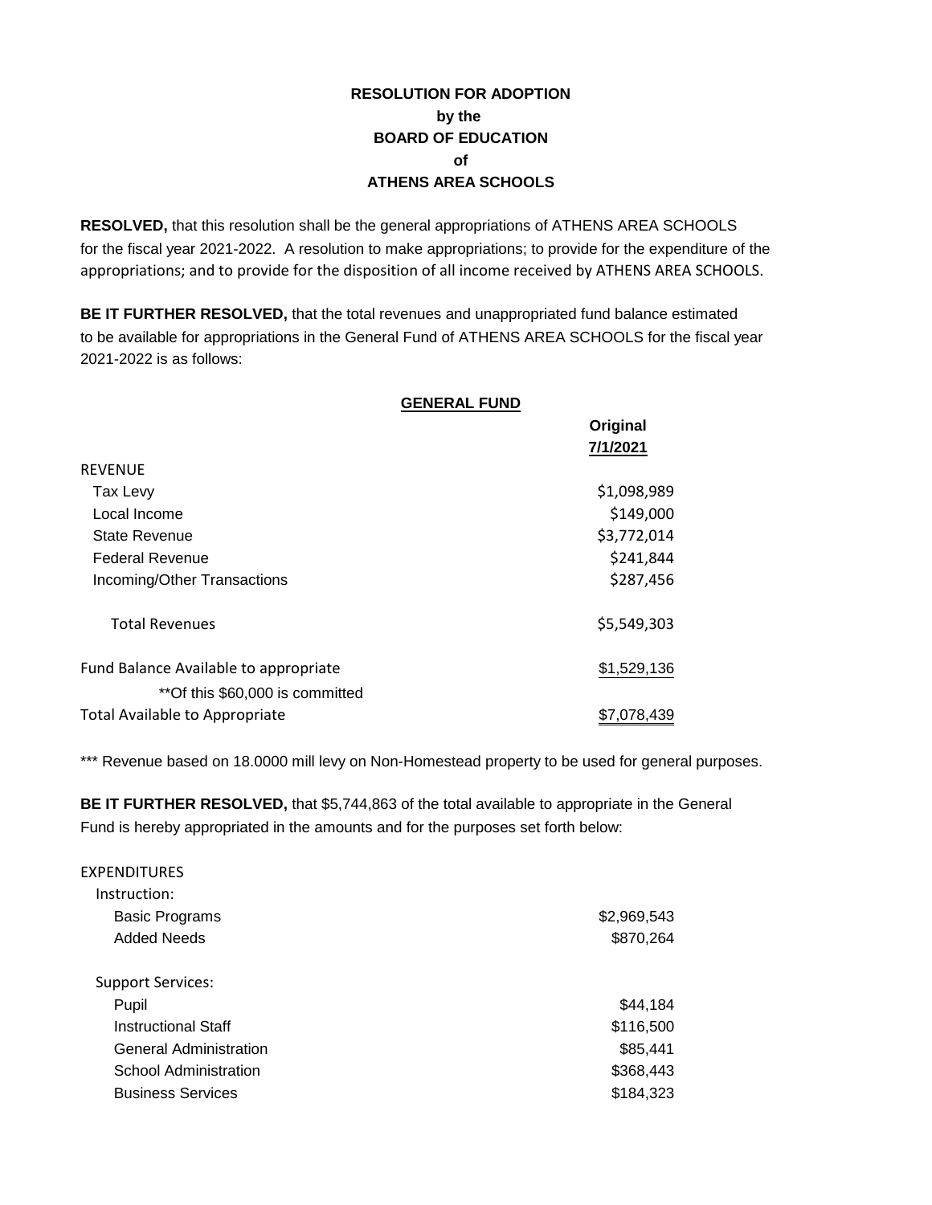**RESOLUTION FOR ADOPTION**
**by the**
**BOARD OF EDUCATION**
**of**
**ATHENS AREA SCHOOLS**

**RESOLVED,** that this resolution shall be the general appropriations of ATHENS AREA SCHOOLS for the fiscal year 2021-2022. A resolution to make appropriations; to provide for the expenditure of the appropriations; and to provide for the disposition of all income received by ATHENS AREA SCHOOLS.

**BE IT FURTHER RESOLVED,** that the total revenues and unappropriated fund balance estimated to be available for appropriations in the General Fund of ATHENS AREA SCHOOLS for the fiscal year 2021-2022 is as follows:

**GENERAL FUND**

| | **Original 7/1/2021** |
|---|---|
| REVENUE | |
| Tax Levy | \$1,098,989 |
| Local Income | \$149,000 |
| State Revenue | \$3,772,014 |
| Federal Revenue | \$241,844 |
| Incoming/Other Transactions | \$287,456 |
| Total Revenues | \$5,549,303 |
| Fund Balance Available to appropriate | \$1,529,136 |
| **Of this \$60,000 is committed | |
| Total Available to Appropriate | \$7,078,439 |

*** Revenue based on 18.0000 mill levy on Non-Homestead property to be used for general purposes.

**BE IT FURTHER RESOLVED,** that \$5,744,863 of the total available to appropriate in the General Fund is hereby appropriated in the amounts and for the purposes set forth below:

| EXPENDITURES | |
|---|---|
| Instruction: | |
| Basic Programs | \$2,969,543 |
| Added Needs | \$870,264 |
| Support Services: | |
| Pupil | \$44,184 |
| Instructional Staff | \$116,500 |
| General Administration | \$85,441 |
| School Administration | \$368,443 |
| Business Services | \$184,323 |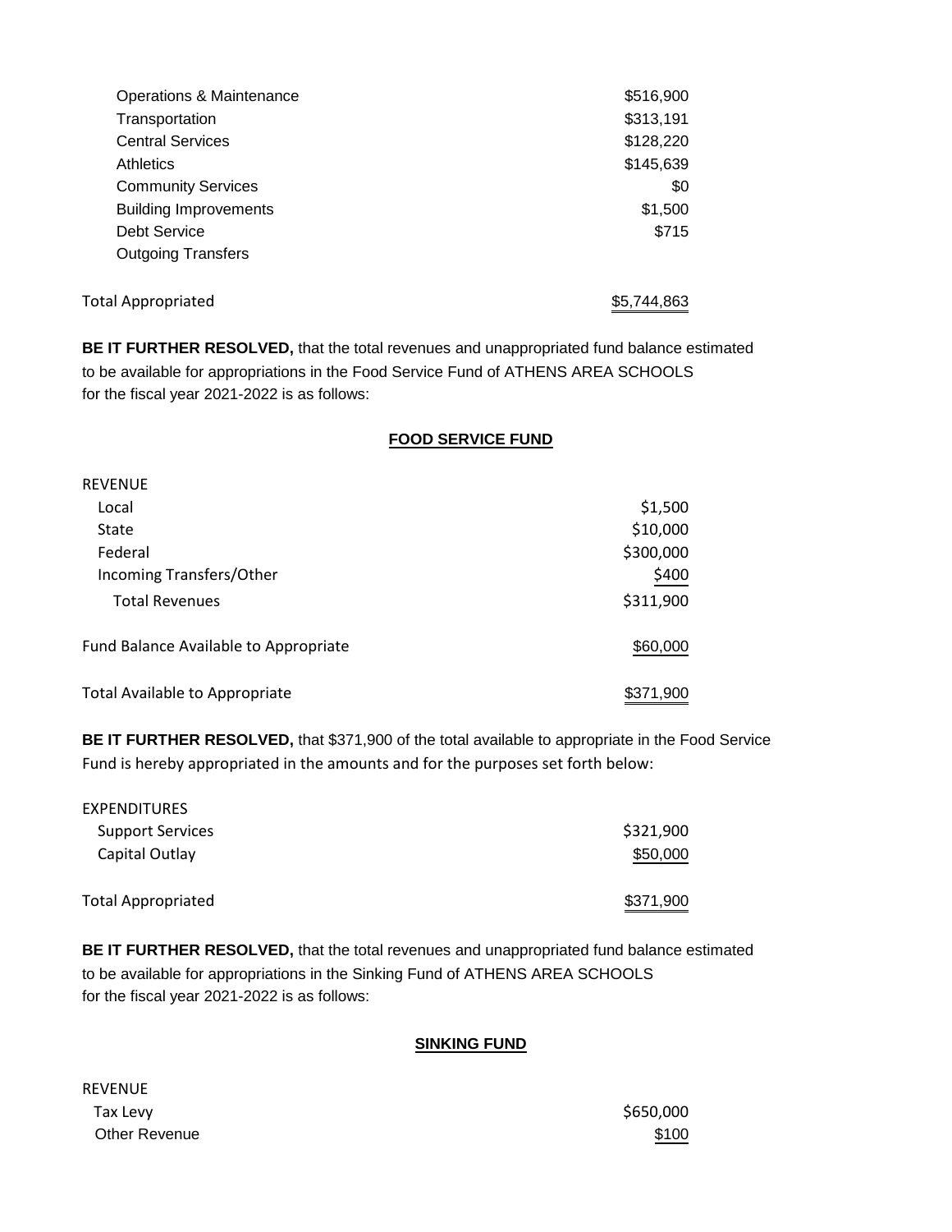| | |
|---|---|
| Operations & Maintenance | $516,900 |
| Transportation | $313,191 |
| Central Services | $128,220 |
| Athletics | $145,639 |
| Community Services | $0 |
| Building Improvements | $1,500 |
| Debt Service | $715 |
| Outgoing Transfers | |
| | |
| Total Appropriated | $5,744,863 |

**BE IT FURTHER RESOLVED,** that the total revenues and unappropriated fund balance estimated to be available for appropriations in the Food Service Fund of ATHENS AREA SCHOOLS for the fiscal year 2021-2022 is as follows:

**FOOD SERVICE FUND**

| | |
|---|---|
| REVENUE | |
| Local | $1,500 |
| State | $10,000 |
| Federal | $300,000 |
| Incoming Transfers/Other | $400 |
| Total Revenues | $311,900 |
| | |
| Fund Balance Available to Appropriate | $60,000 |
| | |
| Total Available to Appropriate | $371,900 |

**BE IT FURTHER RESOLVED,** that $371,900 of the total available to appropriate in the Food Service Fund is hereby appropriated in the amounts and for the purposes set forth below:

| | |
|---|---|
| EXPENDITURES | |
| Support Services | $321,900 |
| Capital Outlay | $50,000 |
| | |
| Total Appropriated | $371,900 |

**BE IT FURTHER RESOLVED,** that the total revenues and unappropriated fund balance estimated to be available for appropriations in the Sinking Fund of ATHENS AREA SCHOOLS for the fiscal year 2021-2022 is as follows:

**SINKING FUND**

| | |
|---|---|
| REVENUE | |
| Tax Levy | $650,000 |
| Other Revenue | $100 |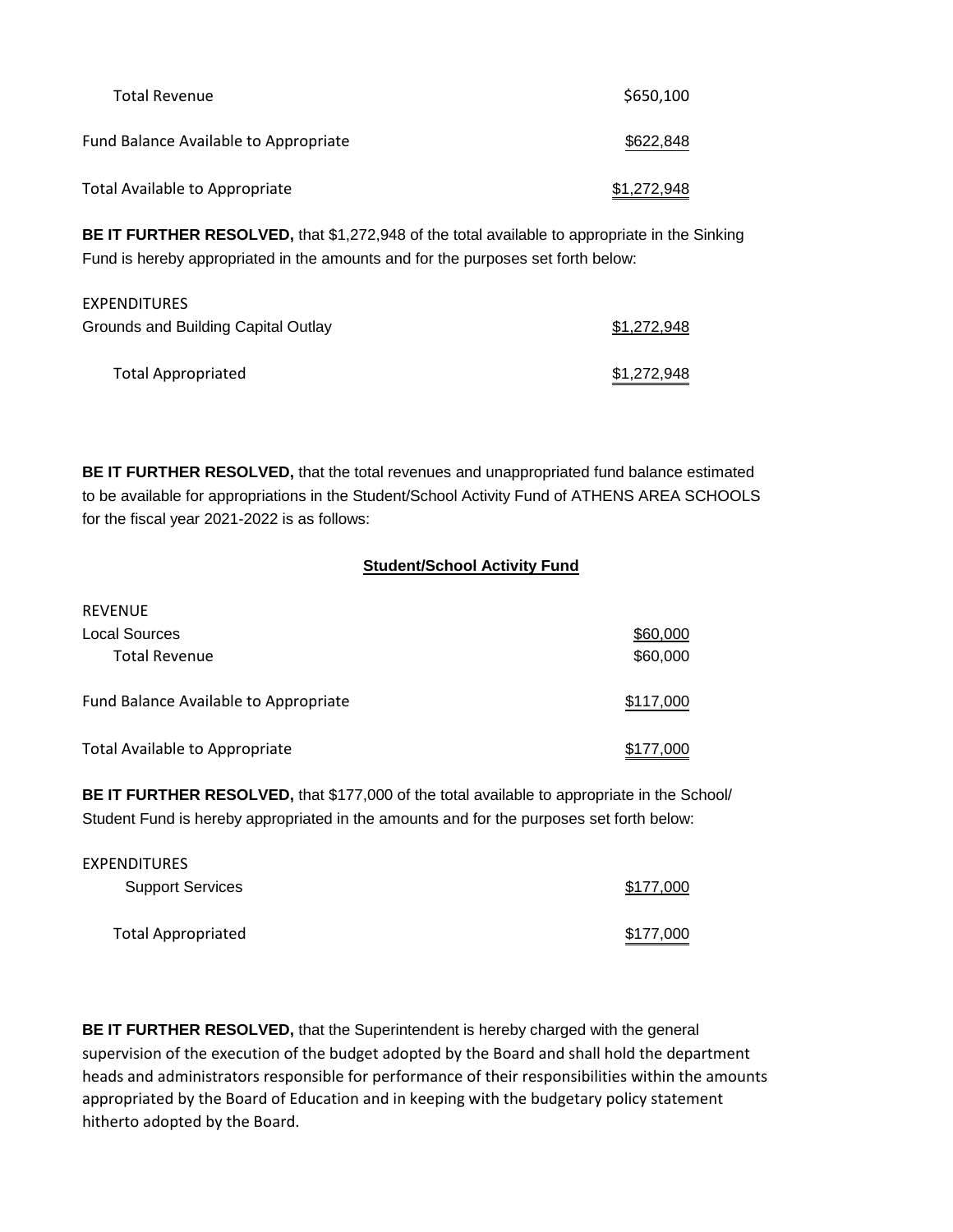| | |
|---|---|
| Total Revenue | $650,100 |
| Fund Balance Available to Appropriate | $622,848 |
| Total Available to Appropriate | $1,272,948 |

**BE IT FURTHER RESOLVED,** that $1,272,948 of the total available to appropriate in the Sinking Fund is hereby appropriated in the amounts and for the purposes set forth below:

| EXPENDITURES | |
|---|---|
| Grounds and Building Capital Outlay | $1,272,948 |
| Total Appropriated | $1,272,948 |

**BE IT FURTHER RESOLVED,** that the total revenues and unappropriated fund balance estimated to be available for appropriations in the Student/School Activity Fund of ATHENS AREA SCHOOLS for the fiscal year 2021-2022 is as follows:

**Student/School Activity Fund**

| REVENUE | |
|---|---|
| Local Sources | $60,000 |
| Total Revenue | $60,000 |
| Fund Balance Available to Appropriate | $117,000 |
| Total Available to Appropriate | $177,000 |

**BE IT FURTHER RESOLVED,** that $177,000 of the total available to appropriate in the School/ Student Fund is hereby appropriated in the amounts and for the purposes set forth below:

| EXPENDITURES | |
|---|---|
| Support Services | $177,000 |
| Total Appropriated | $177,000 |

**BE IT FURTHER RESOLVED,** that the Superintendent is hereby charged with the general supervision of the execution of the budget adopted by the Board and shall hold the department heads and administrators responsible for performance of their responsibilities within the amounts appropriated by the Board of Education and in keeping with the budgetary policy statement hitherto adopted by the Board.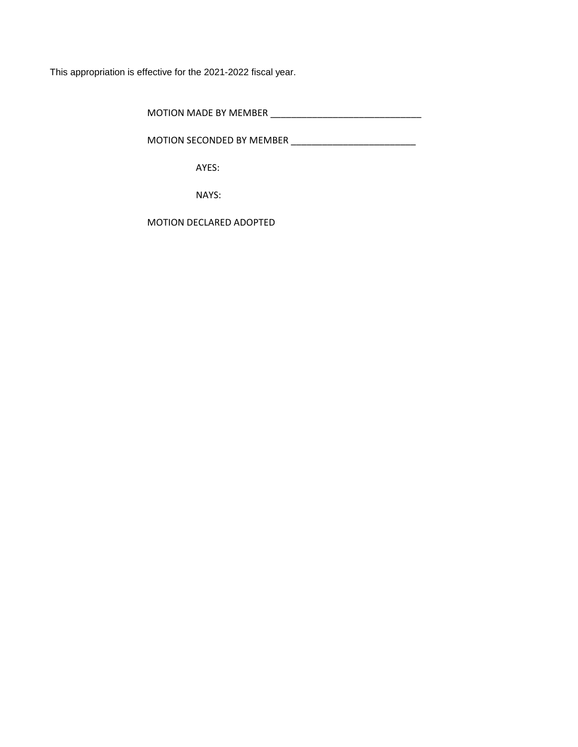This appropriation is effective for the 2021-2022 fiscal year.

MOTION MADE BY MEMBER _____________________________

MOTION SECONDED BY MEMBER ________________________

AYES:

NAYS:

MOTION DECLARED ADOPTED